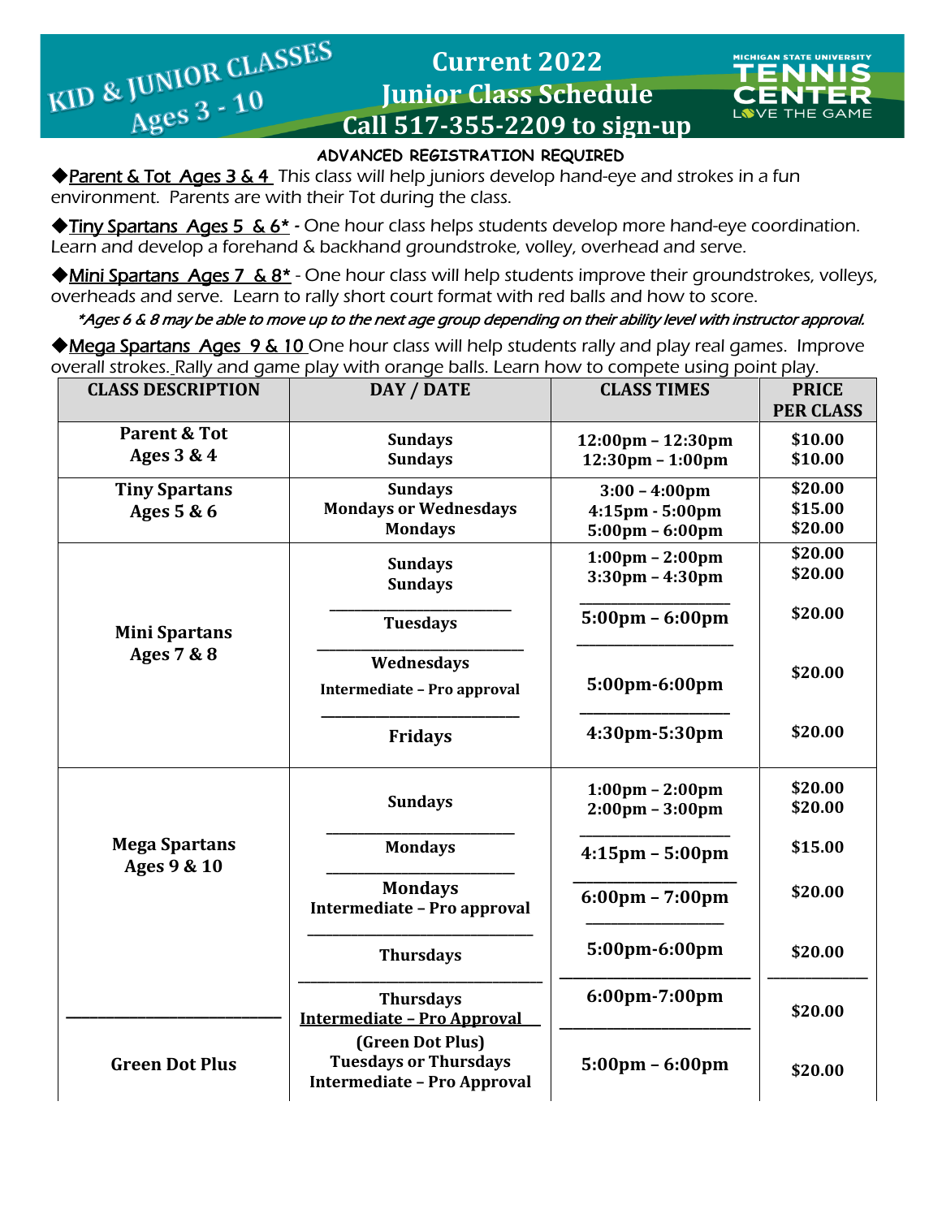# KID & JUNIOR CLASSES Ages 3 - 10

## Current 2022 Junior Class Schedule

## Call 517-355-2209 to sign-up

MICHIGAN STATE UNIVERSITY TENNIS CENTER LOVE THE GAME

**ADVANCED REGISTRATION REQUIRED**

◆Parent & Tot Ages 3 & 4 This class will help juniors develop hand-eye and strokes in a fun environment. Parents are with their Tot during the class.

◆Tiny Spartans Ages 5 & 6* - One hour class helps students develop more hand-eye coordination. Learn and develop a forehand & backhand groundstroke, volley, overhead and serve.

◆Mini Spartans Ages 7 & 8* - One hour class will help students improve their groundstrokes, volleys, overheads and serve. Learn to rally short court format with red balls and how to score.

*\*Ages 6 & 8 may be able to move up to the next age group depending on their ability level with instructor approval.*

◆Mega Spartans Ages 9 & 10 One hour class will help students rally and play real games. Improve overall strokes. Rally and game play with orange balls. Learn how to compete using point play.

| CLASS DESCRIPTION | DAY / DATE | CLASS TIMES | PRICE PER CLASS |
|---|---|---|---|
| Parent & Tot Ages 3 & 4 | Sundays<br>Sundays | 12:00pm – 12:30pm<br>12:30pm – 1:00pm | $10.00<br>$10.00 |
| Tiny Spartans Ages 5 & 6 | Sundays<br>Mondays or Wednesdays<br>Mondays | 3:00 – 4:00pm<br>4:15pm - 5:00pm<br>5:00pm – 6:00pm | $20.00<br>$15.00<br>$20.00 |
| Mini Spartans Ages 7 & 8 | Sundays<br>Sundays | 1:00pm – 2:00pm<br>3:30pm – 4:30pm | $20.00<br>$20.00 |
| | Tuesdays | 5:00pm – 6:00pm | $20.00 |
| | Wednesdays<br>Intermediate – Pro approval | 5:00pm-6:00pm | $20.00 |
| | Fridays | 4:30pm-5:30pm | $20.00 |
| Mega Spartans Ages 9 & 10 | Sundays | 1:00pm – 2:00pm<br>2:00pm – 3:00pm | $20.00<br>$20.00 |
| | Mondays | 4:15pm – 5:00pm | $15.00 |
| | Mondays<br>Intermediate – Pro approval | 6:00pm – 7:00pm | $20.00 |
| | Thursdays | 5:00pm-6:00pm | $20.00 |
| | Thursdays<br>Intermediate – Pro Approval | 6:00pm-7:00pm | $20.00 |
| Green Dot Plus | (Green Dot Plus)<br>Tuesdays or Thursdays<br>Intermediate – Pro Approval | 5:00pm – 6:00pm | $20.00 |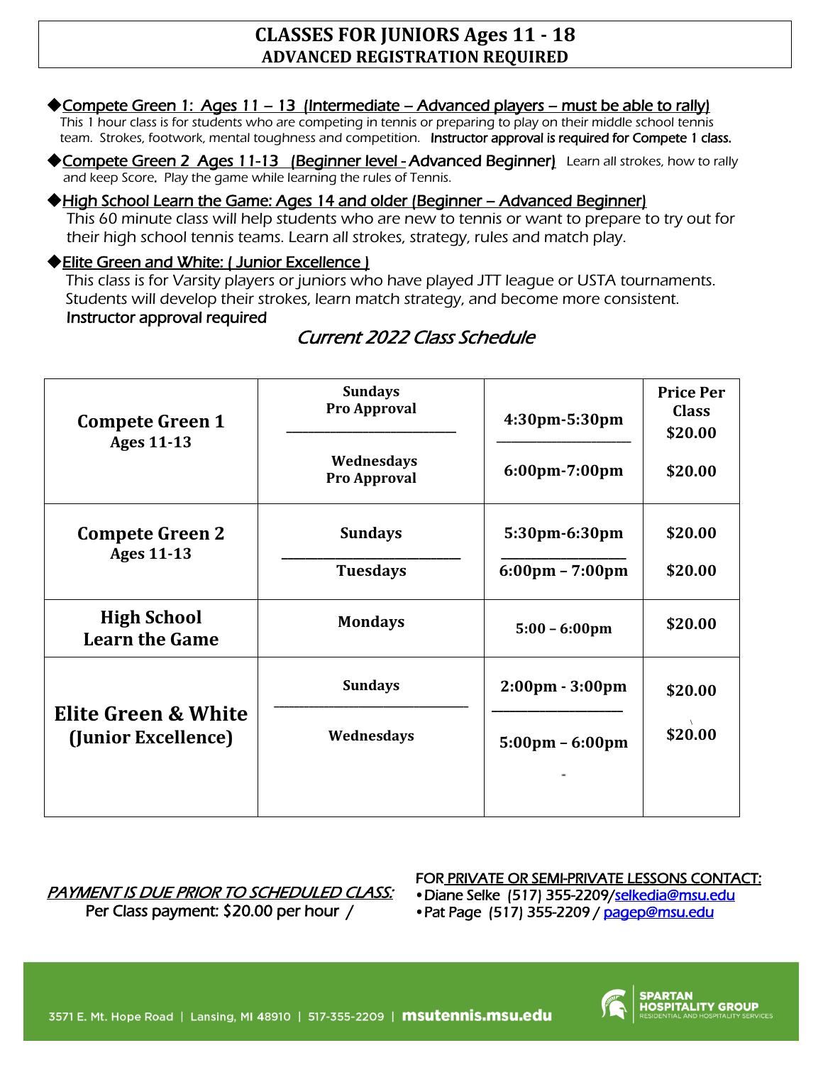# CLASSES FOR JUNIORS Ages 11 - 18
## ADVANCED REGISTRATION REQUIRED

◆Compete Green 1: Ages 11 – 13 (Intermediate – Advanced players – must be able to rally)
This 1 hour class is for students who are competing in tennis or preparing to play on their middle school tennis team. Strokes, footwork, mental toughness and competition. **Instructor approval is required for Compete 1 class.**

◆Compete Green 2 Ages 11-13 (Beginner level - Advanced Beginner) Learn all strokes, how to rally and keep Score. Play the game while learning the rules of Tennis.

◆High School Learn the Game: Ages 14 and older (Beginner – Advanced Beginner)
This 60 minute class will help students who are new to tennis or want to prepare to try out for their high school tennis teams. Learn all strokes, strategy, rules and match play.

◆Elite Green and White: ( Junior Excellence )
This class is for Varsity players or juniors who have played JTT league or USTA tournaments. Students will develop their strokes, learn match strategy, and become more consistent.
**Instructor approval required**

*Current 2022 Class Schedule*

| | | | Price Per Class |
|---|---|---|---|
| **Compete Green 1** Ages 11-13 | Sundays Pro Approval | 4:30pm-5:30pm | $20.00 |
| | Wednesdays Pro Approval | 6:00pm-7:00pm | $20.00 |
| **Compete Green 2** Ages 11-13 | Sundays | 5:30pm-6:30pm | $20.00 |
| | Tuesdays | 6:00pm – 7:00pm | $20.00 |
| **High School Learn the Game** | Mondays | 5:00 – 6:00pm | $20.00 |
| **Elite Green & White (Junior Excellence)** | Sundays | 2:00pm - 3:00pm | $20.00 |
| | Wednesdays | 5:00pm – 6:00pm | $20.00 |

*PAYMENT IS DUE PRIOR TO SCHEDULED CLASS:*
Per Class payment: $20.00 per hour /

FOR PRIVATE OR SEMI-PRIVATE LESSONS CONTACT:
- Diane Selke (517) 355-2209/selkedia@msu.edu
- Pat Page (517) 355-2209 / pagep@msu.edu

3571 E. Mt. Hope Road | Lansing, MI 48910 | 517-355-2209 | msutennis.msu.edu

SPARTAN HOSPITALITY GROUP
RESIDENTIAL AND HOSPITALITY SERVICES